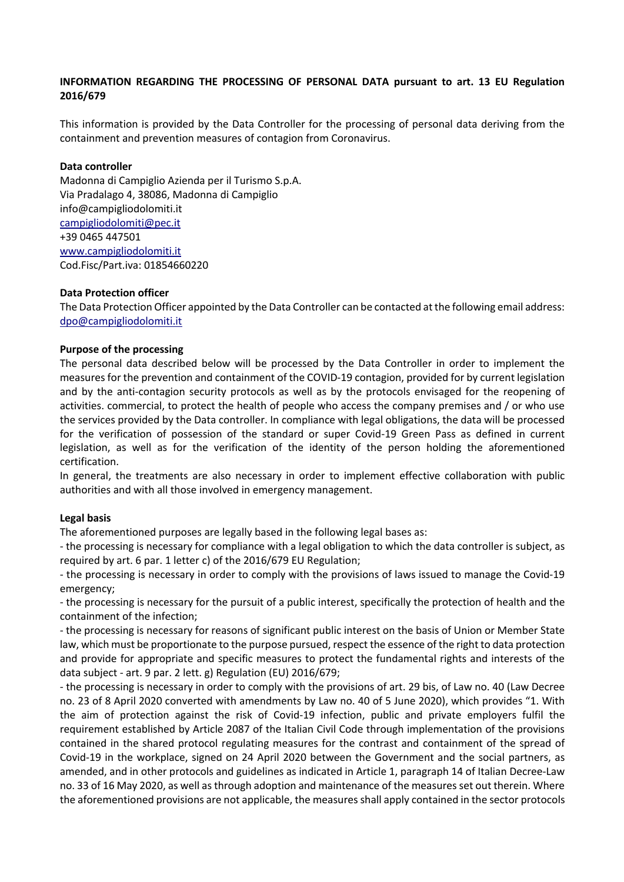**INFORMATION REGARDING THE PROCESSING OF PERSONAL DATA pursuant to art. 13 EU Regulation 2016/679**

This information is provided by the Data Controller for the processing of personal data deriving from the containment and prevention measures of contagion from Coronavirus.

**Data controller**

Madonna di Campiglio Azienda per il Turismo S.p.A.
Via Pradalago 4, 38086, Madonna di Campiglio
info@campigliodolomiti.it
campigliodolomiti@pec.it
+39 0465 447501
www.campigliodolomiti.it
Cod.Fisc/Part.iva: 01854660220

**Data Protection officer**

The Data Protection Officer appointed by the Data Controller can be contacted at the following email address: dpo@campigliodolomiti.it

**Purpose of the processing**

The personal data described below will be processed by the Data Controller in order to implement the measures for the prevention and containment of the COVID-19 contagion, provided for by current legislation and by the anti-contagion security protocols as well as by the protocols envisaged for the reopening of activities. commercial, to protect the health of people who access the company premises and / or who use the services provided by the Data controller. In compliance with legal obligations, the data will be processed for the verification of possession of the standard or super Covid-19 Green Pass as defined in current legislation, as well as for the verification of the identity of the person holding the aforementioned certification.

In general, the treatments are also necessary in order to implement effective collaboration with public authorities and with all those involved in emergency management.

**Legal basis**

The aforementioned purposes are legally based in the following legal bases as:

- the processing is necessary for compliance with a legal obligation to which the data controller is subject, as required by art. 6 par. 1 letter c) of the 2016/679 EU Regulation;
- the processing is necessary in order to comply with the provisions of laws issued to manage the Covid-19 emergency;
- the processing is necessary for the pursuit of a public interest, specifically the protection of health and the containment of the infection;
- the processing is necessary for reasons of significant public interest on the basis of Union or Member State law, which must be proportionate to the purpose pursued, respect the essence of the right to data protection and provide for appropriate and specific measures to protect the fundamental rights and interests of the data subject - art. 9 par. 2 lett. g) Regulation (EU) 2016/679;
- the processing is necessary in order to comply with the provisions of art. 29 bis, of Law no. 40 (Law Decree no. 23 of 8 April 2020 converted with amendments by Law no. 40 of 5 June 2020), which provides "1. With the aim of protection against the risk of Covid-19 infection, public and private employers fulfil the requirement established by Article 2087 of the Italian Civil Code through implementation of the provisions contained in the shared protocol regulating measures for the contrast and containment of the spread of Covid-19 in the workplace, signed on 24 April 2020 between the Government and the social partners, as amended, and in other protocols and guidelines as indicated in Article 1, paragraph 14 of Italian Decree-Law no. 33 of 16 May 2020, as well as through adoption and maintenance of the measures set out therein. Where the aforementioned provisions are not applicable, the measures shall apply contained in the sector protocols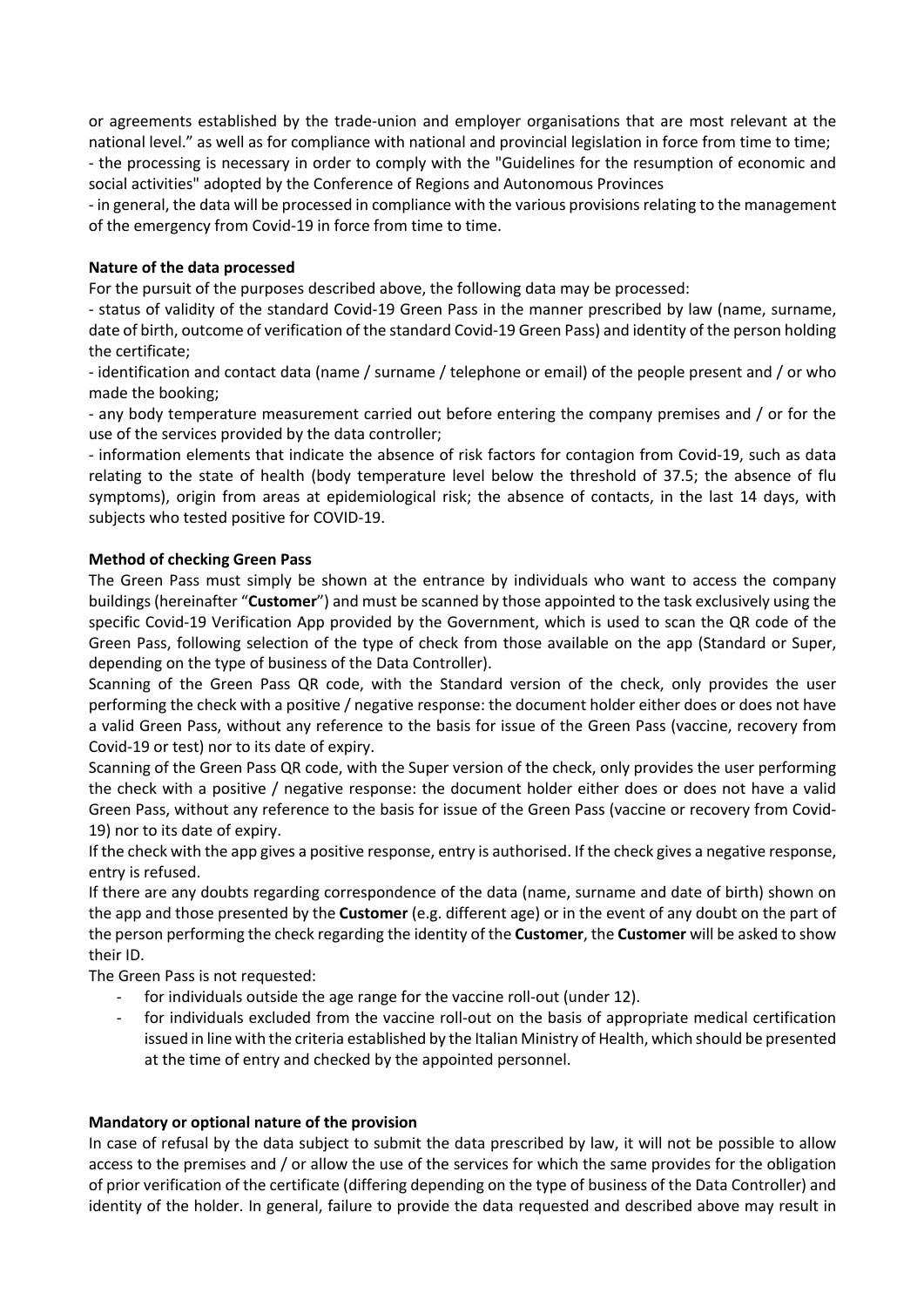or agreements established by the trade-union and employer organisations that are most relevant at the national level." as well as for compliance with national and provincial legislation in force from time to time;
- the processing is necessary in order to comply with the "Guidelines for the resumption of economic and social activities" adopted by the Conference of Regions and Autonomous Provinces
- in general, the data will be processed in compliance with the various provisions relating to the management of the emergency from Covid-19 in force from time to time.

**Nature of the data processed**

For the pursuit of the purposes described above, the following data may be processed:
- status of validity of the standard Covid-19 Green Pass in the manner prescribed by law (name, surname, date of birth, outcome of verification of the standard Covid-19 Green Pass) and identity of the person holding the certificate;
- identification and contact data (name / surname / telephone or email) of the people present and / or who made the booking;
- any body temperature measurement carried out before entering the company premises and / or for the use of the services provided by the data controller;
- information elements that indicate the absence of risk factors for contagion from Covid-19, such as data relating to the state of health (body temperature level below the threshold of 37.5; the absence of flu symptoms), origin from areas at epidemiological risk; the absence of contacts, in the last 14 days, with subjects who tested positive for COVID-19.

**Method of checking Green Pass**

The Green Pass must simply be shown at the entrance by individuals who want to access the company buildings (hereinafter "**Customer**") and must be scanned by those appointed to the task exclusively using the specific Covid-19 Verification App provided by the Government, which is used to scan the QR code of the Green Pass, following selection of the type of check from those available on the app (Standard or Super, depending on the type of business of the Data Controller).

Scanning of the Green Pass QR code, with the Standard version of the check, only provides the user performing the check with a positive / negative response: the document holder either does or does not have a valid Green Pass, without any reference to the basis for issue of the Green Pass (vaccine, recovery from Covid-19 or test) nor to its date of expiry.

Scanning of the Green Pass QR code, with the Super version of the check, only provides the user performing the check with a positive / negative response: the document holder either does or does not have a valid Green Pass, without any reference to the basis for issue of the Green Pass (vaccine or recovery from Covid-19) nor to its date of expiry.

If the check with the app gives a positive response, entry is authorised. If the check gives a negative response, entry is refused.

If there are any doubts regarding correspondence of the data (name, surname and date of birth) shown on the app and those presented by the **Customer** (e.g. different age) or in the event of any doubt on the part of the person performing the check regarding the identity of the **Customer**, the **Customer** will be asked to show their ID.

The Green Pass is not requested:

- for individuals outside the age range for the vaccine roll-out (under 12).
- for individuals excluded from the vaccine roll-out on the basis of appropriate medical certification issued in line with the criteria established by the Italian Ministry of Health, which should be presented at the time of entry and checked by the appointed personnel.

**Mandatory or optional nature of the provision**

In case of refusal by the data subject to submit the data prescribed by law, it will not be possible to allow access to the premises and / or allow the use of the services for which the same provides for the obligation of prior verification of the certificate (differing depending on the type of business of the Data Controller) and identity of the holder. In general, failure to provide the data requested and described above may result in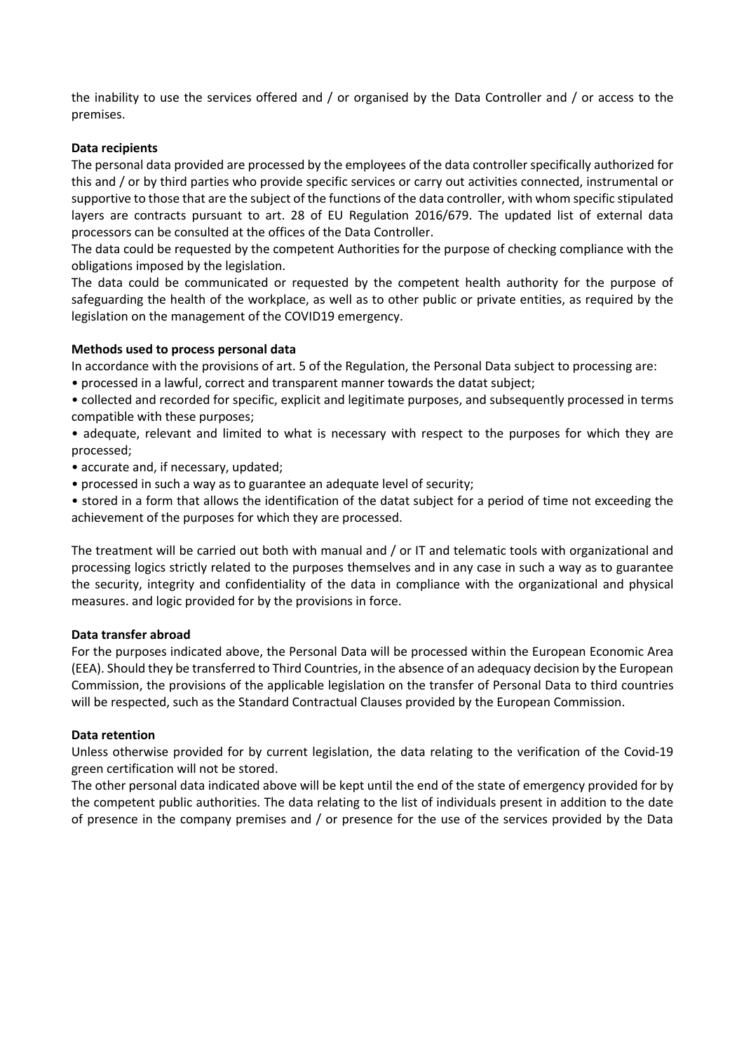the inability to use the services offered and / or organised by the Data Controller and / or access to the premises.

**Data recipients**

The personal data provided are processed by the employees of the data controller specifically authorized for this and / or by third parties who provide specific services or carry out activities connected, instrumental or supportive to those that are the subject of the functions of the data controller, with whom specific stipulated layers are contracts pursuant to art. 28 of EU Regulation 2016/679. The updated list of external data processors can be consulted at the offices of the Data Controller.

The data could be requested by the competent Authorities for the purpose of checking compliance with the obligations imposed by the legislation.

The data could be communicated or requested by the competent health authority for the purpose of safeguarding the health of the workplace, as well as to other public or private entities, as required by the legislation on the management of the COVID19 emergency.

**Methods used to process personal data**

In accordance with the provisions of art. 5 of the Regulation, the Personal Data subject to processing are:

- processed in a lawful, correct and transparent manner towards the datat subject;
- collected and recorded for specific, explicit and legitimate purposes, and subsequently processed in terms compatible with these purposes;
- adequate, relevant and limited to what is necessary with respect to the purposes for which they are processed;
- accurate and, if necessary, updated;
- processed in such a way as to guarantee an adequate level of security;
- stored in a form that allows the identification of the datat subject for a period of time not exceeding the achievement of the purposes for which they are processed.

The treatment will be carried out both with manual and / or IT and telematic tools with organizational and processing logics strictly related to the purposes themselves and in any case in such a way as to guarantee the security, integrity and confidentiality of the data in compliance with the organizational and physical measures. and logic provided for by the provisions in force.

**Data transfer abroad**

For the purposes indicated above, the Personal Data will be processed within the European Economic Area (EEA). Should they be transferred to Third Countries, in the absence of an adequacy decision by the European Commission, the provisions of the applicable legislation on the transfer of Personal Data to third countries will be respected, such as the Standard Contractual Clauses provided by the European Commission.

**Data retention**

Unless otherwise provided for by current legislation, the data relating to the verification of the Covid-19 green certification will not be stored.

The other personal data indicated above will be kept until the end of the state of emergency provided for by the competent public authorities. The data relating to the list of individuals present in addition to the date of presence in the company premises and / or presence for the use of the services provided by the Data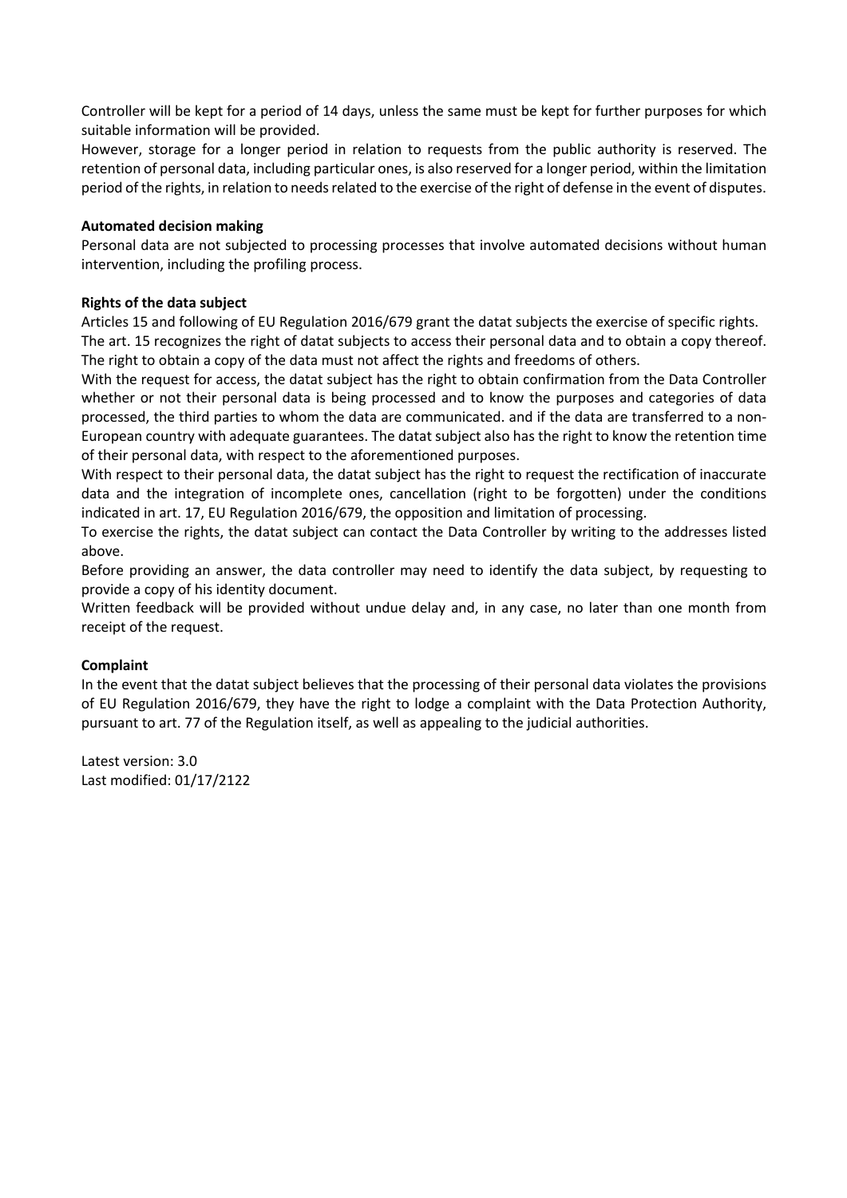Controller will be kept for a period of 14 days, unless the same must be kept for further purposes for which suitable information will be provided.

However, storage for a longer period in relation to requests from the public authority is reserved. The retention of personal data, including particular ones, is also reserved for a longer period, within the limitation period of the rights, in relation to needs related to the exercise of the right of defense in the event of disputes.

**Automated decision making**

Personal data are not subjected to processing processes that involve automated decisions without human intervention, including the profiling process.

**Rights of the data subject**

Articles 15 and following of EU Regulation 2016/679 grant the datat subjects the exercise of specific rights.

The art. 15 recognizes the right of datat subjects to access their personal data and to obtain a copy thereof. The right to obtain a copy of the data must not affect the rights and freedoms of others.

With the request for access, the datat subject has the right to obtain confirmation from the Data Controller whether or not their personal data is being processed and to know the purposes and categories of data processed, the third parties to whom the data are communicated. and if the data are transferred to a non-European country with adequate guarantees. The datat subject also has the right to know the retention time of their personal data, with respect to the aforementioned purposes.

With respect to their personal data, the datat subject has the right to request the rectification of inaccurate data and the integration of incomplete ones, cancellation (right to be forgotten) under the conditions indicated in art. 17, EU Regulation 2016/679, the opposition and limitation of processing.

To exercise the rights, the datat subject can contact the Data Controller by writing to the addresses listed above.

Before providing an answer, the data controller may need to identify the data subject, by requesting to provide a copy of his identity document.

Written feedback will be provided without undue delay and, in any case, no later than one month from receipt of the request.

**Complaint**

In the event that the datat subject believes that the processing of their personal data violates the provisions of EU Regulation 2016/679, they have the right to lodge a complaint with the Data Protection Authority, pursuant to art. 77 of the Regulation itself, as well as appealing to the judicial authorities.

Latest version: 3.0
Last modified: 01/17/2122